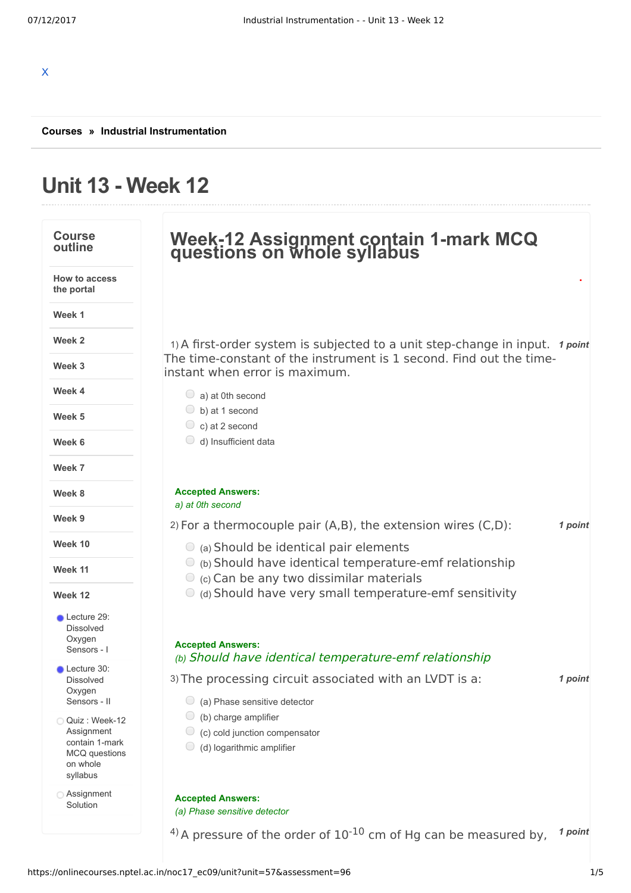X

**Courses** » **Industrial Instrumentation**

# Unit 13 - Week 12

### Course outline

- How to access the portal
- Week 1
- Week 2
- Week 3
- Week 4
- Week 5
- Week 6
- Week 7
- Week 8
- Week 9
- Week 10
- Week 11
- Week 12
  - Lecture 29: Dissolved Oxygen Sensors - I
  - Lecture 30: Dissolved Oxygen Sensors - II
  - Quiz : Week-12 Assignment contain 1-mark MCQ questions on whole syllabus
  - Assignment Solution

## Week-12 Assignment contain 1-mark MCQ questions on whole syllabus

1) A first-order system is subjected to a unit step-change in input. The time-constant of the instrument is 1 second. Find out the time-instant when error is maximum. **1 point**

- a) at 0th second
- b) at 1 second
- c) at 2 second
- d) Insufficient data

**Accepted Answers:**
*a) at 0th second*

2) For a thermocouple pair (A,B), the extension wires (C,D): **1 point**

- (a) Should be identical pair elements
- (b) Should have identical temperature-emf relationship
- (c) Can be any two dissimilar materials
- (d) Should have very small temperature-emf sensitivity

**Accepted Answers:**
*(b) Should have identical temperature-emf relationship*

3) The processing circuit associated with an LVDT is a: **1 point**

- (a) Phase sensitive detector
- (b) charge amplifier
- (c) cold junction compensator
- (d) logarithmic amplifier

**Accepted Answers:**
*(a) Phase sensitive detector*

4) A pressure of the order of $10^{-10}$ cm of Hg can be measured by, **1 point**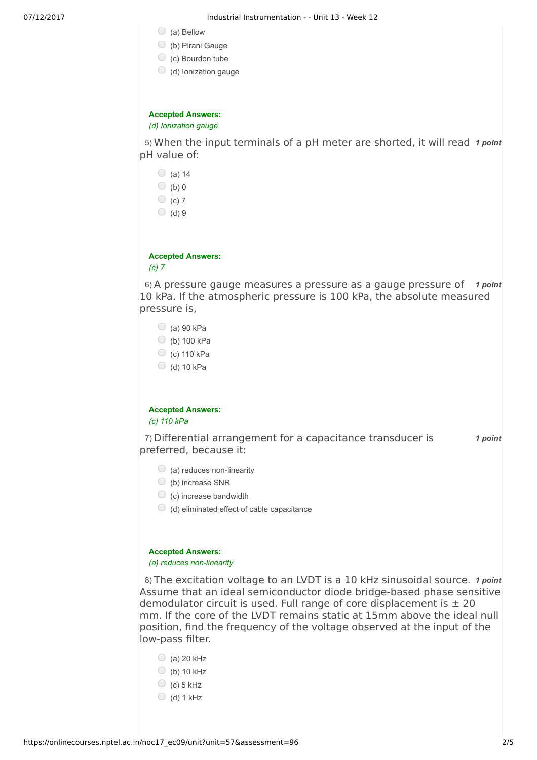- (a) Bellow
- (b) Pirani Gauge
- (c) Bourdon tube
- (d) Ionization gauge

**Accepted Answers:**
*(d) Ionization gauge*

5) When the input terminals of a pH meter are shorted, it will read pH value of: ***1 point***

- (a) 14
- (b) 0
- (c) 7
- (d) 9

**Accepted Answers:**
*(c) 7*

6) A pressure gauge measures a pressure as a gauge pressure of 10 kPa. If the atmospheric pressure is 100 kPa, the absolute measured pressure is, ***1 point***

- (a) 90 kPa
- (b) 100 kPa
- (c) 110 kPa
- (d) 10 kPa

**Accepted Answers:**
*(c) 110 kPa*

7) Differential arrangement for a capacitance transducer is preferred, because it: ***1 point***

- (a) reduces non-linearity
- (b) increase SNR
- (c) increase bandwidth
- (d) eliminated effect of cable capacitance

**Accepted Answers:**
*(a) reduces non-linearity*

8) The excitation voltage to an LVDT is a 10 kHz sinusoidal source. Assume that an ideal semiconductor diode bridge-based phase sensitive demodulator circuit is used. Full range of core displacement is ± 20 mm. If the core of the LVDT remains static at 15mm above the ideal null position, find the frequency of the voltage observed at the input of the low-pass filter. ***1 point***

- (a) 20 kHz
- (b) 10 kHz
- (c) 5 kHz
- (d) 1 kHz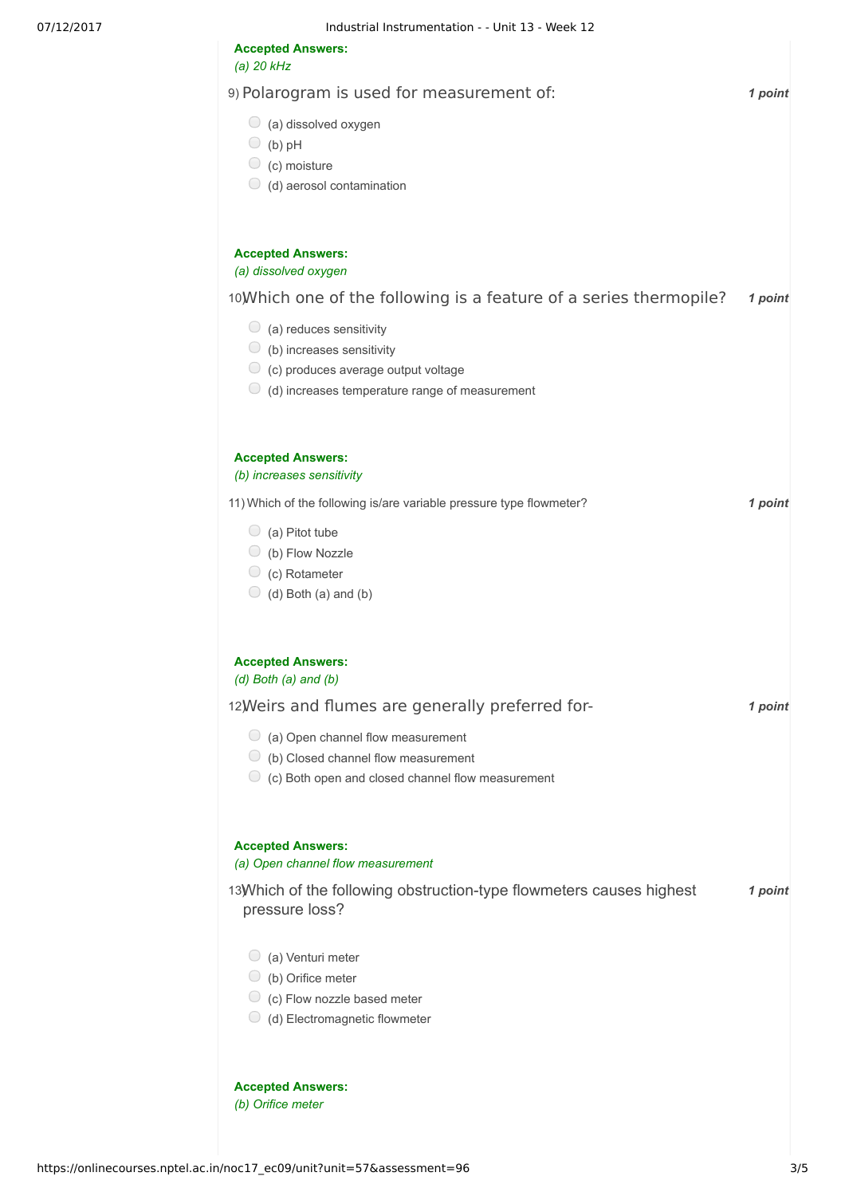**Accepted Answers:**
*(a) 20 kHz*

9) Polarogram is used for measurement of: **1 point**

- (a) dissolved oxygen
- (b) pH
- (c) moisture
- (d) aerosol contamination

**Accepted Answers:**
*(a) dissolved oxygen*

10) Which one of the following is a feature of a series thermopile? **1 point**

- (a) reduces sensitivity
- (b) increases sensitivity
- (c) produces average output voltage
- (d) increases temperature range of measurement

**Accepted Answers:**
*(b) increases sensitivity*

11) Which of the following is/are variable pressure type flowmeter? **1 point**

- (a) Pitot tube
- (b) Flow Nozzle
- (c) Rotameter
- (d) Both (a) and (b)

**Accepted Answers:**
*(d) Both (a) and (b)*

12) Weirs and flumes are generally preferred for- **1 point**

- (a) Open channel flow measurement
- (b) Closed channel flow measurement
- (c) Both open and closed channel flow measurement

**Accepted Answers:**
*(a) Open channel flow measurement*

13) Which of the following obstruction-type flowmeters causes highest pressure loss? **1 point**

- (a) Venturi meter
- (b) Orifice meter
- (c) Flow nozzle based meter
- (d) Electromagnetic flowmeter

**Accepted Answers:**
*(b) Orifice meter*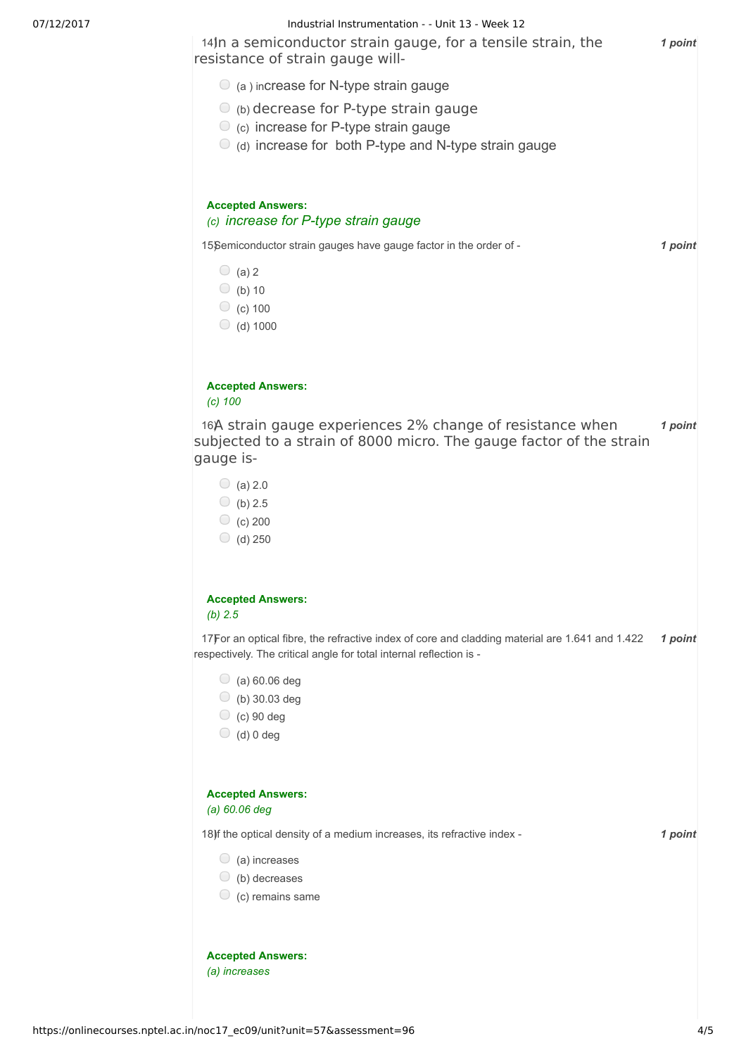14) In a semiconductor strain gauge, for a tensile strain, the resistance of strain gauge will- **1 point**

- (a ) increase for N-type strain gauge
- (b) decrease for P-type strain gauge
- (c) increase for P-type strain gauge
- (d) increase for both P-type and N-type strain gauge

**Accepted Answers:**
*(c) increase for P-type strain gauge*

15) Semiconductor strain gauges have gauge factor in the order of - **1 point**

- (a) 2
- (b) 10
- (c) 100
- (d) 1000

**Accepted Answers:**
*(c) 100*

16) A strain gauge experiences 2% change of resistance when subjected to a strain of 8000 micro. The gauge factor of the strain gauge is- **1 point**

- (a) 2.0
- (b) 2.5
- (c) 200
- (d) 250

**Accepted Answers:**
*(b) 2.5*

17) For an optical fibre, the refractive index of core and cladding material are 1.641 and 1.422 respectively. The critical angle for total internal reflection is - **1 point**

- (a) 60.06 deg
- (b) 30.03 deg
- (c) 90 deg
- (d) 0 deg

**Accepted Answers:**
*(a) 60.06 deg*

18) If the optical density of a medium increases, its refractive index - **1 point**

- (a) increases
- (b) decreases
- (c) remains same

**Accepted Answers:**
*(a) increases*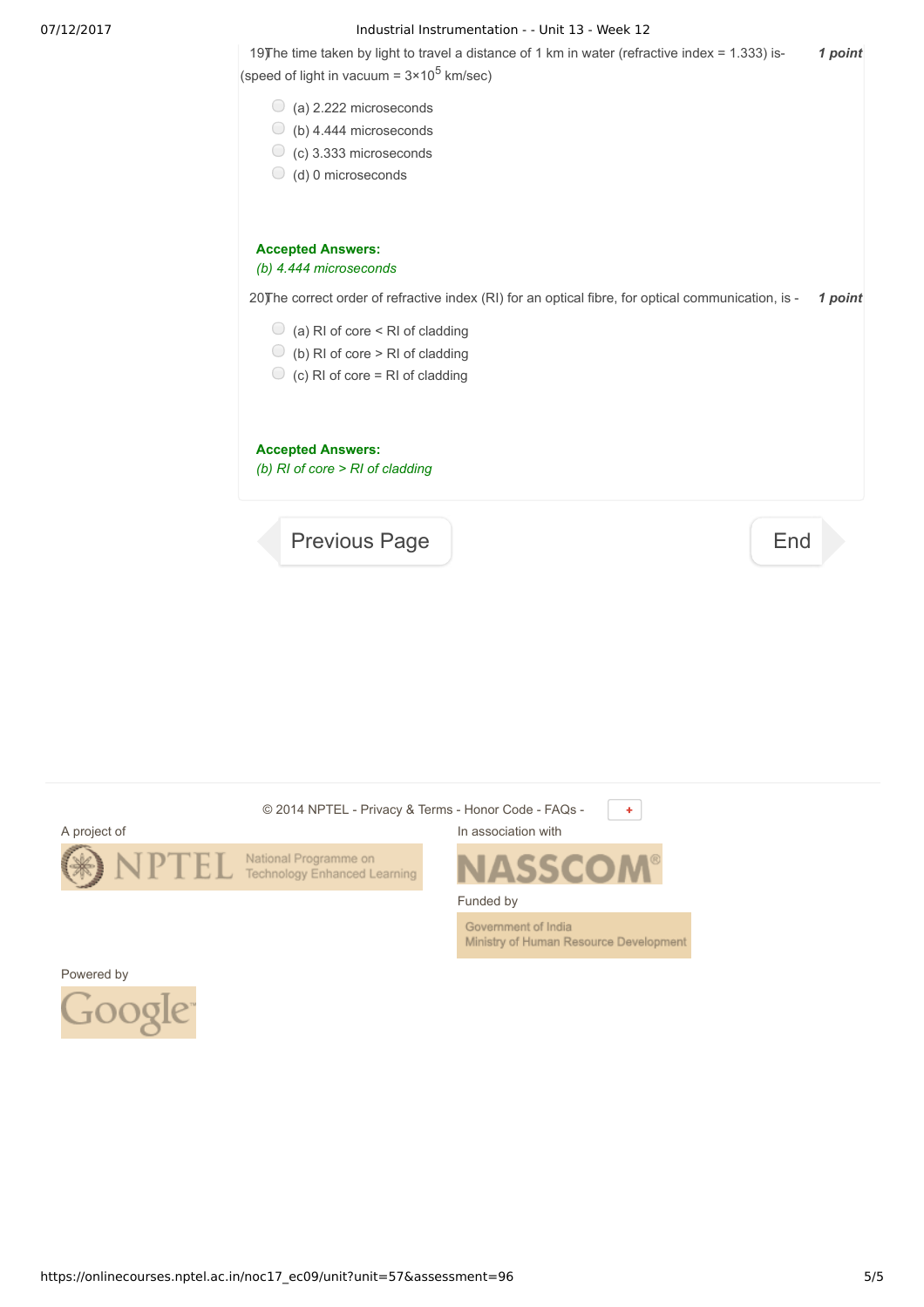19) The time taken by light to travel a distance of 1 km in water (refractive index = 1.333) is- (speed of light in vacuum = $3 \times 10^5$ km/sec)

*1 point*

- (a) 2.222 microseconds
- (b) 4.444 microseconds
- (c) 3.333 microseconds
- (d) 0 microseconds

**Accepted Answers:**
*(b) 4.444 microseconds*

20) The correct order of refractive index (RI) for an optical fibre, for optical communication, is -

*1 point*

- (a) RI of core < RI of cladding
- (b) RI of core > RI of cladding
- (c) RI of core = RI of cladding

**Accepted Answers:**
*(b) RI of core > RI of cladding*

Previous Page

End

© 2014 NPTEL - Privacy & Terms - Honor Code - FAQs -

A project of

NPTEL National Programme on Technology Enhanced Learning

In association with

NASSCOM®

Funded by

Government of India
Ministry of Human Resource Development

Powered by

Google